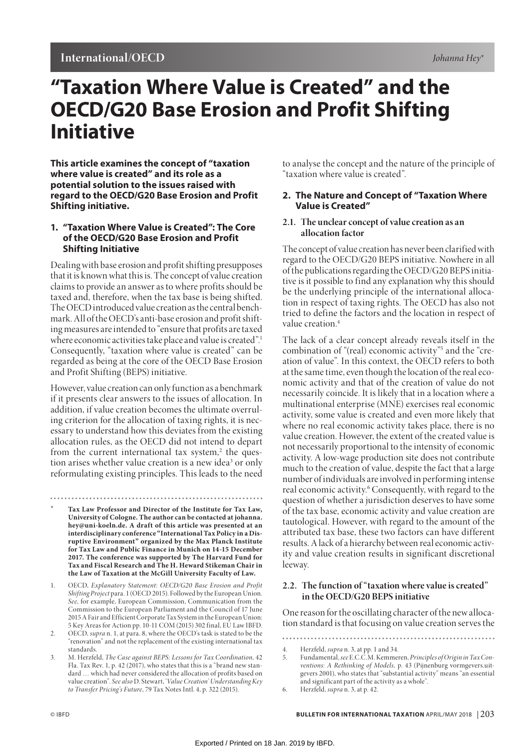# "Taxation Where Value is Created" and the OECD/G20 Base Erosion and Profit Shifting Initiative

Johanna Hey*

**This article examines the concept of "taxation where value is created" and its role as a potential solution to the issues raised with regard to the OECD/G20 Base Erosion and Profit Shifting initiative.**

## 1. "Taxation Where Value is Created": The Core of the OECD/G20 Base Erosion and Profit Shifting Initiative

Dealing with base erosion and profit shifting presupposes that it is known what this is. The concept of value creation claims to provide an answer as to where profits should be taxed and, therefore, when the tax base is being shifted. The OECD introduced value creation as the central benchmark. All of the OECD's anti-base erosion and profit shifting measures are intended to "ensure that profits are taxed where economic activities take place and value is created".[1] Consequently, "taxation where value is created" can be regarded as being at the core of the OECD Base Erosion and Profit Shifting (BEPS) initiative.

However, value creation can only function as a benchmark if it presents clear answers to the issues of allocation. In addition, if value creation becomes the ultimate overruling criterion for the allocation of taxing rights, it is necessary to understand how this deviates from the existing allocation rules, as the OECD did not intend to depart from the current international tax system,[2] the question arises whether value creation is a new idea[3] or only reformulating existing principles. This leads to the need to analyse the concept and the nature of the principle of "taxation where value is created".

## 2. The Nature and Concept of "Taxation Where Value is Created"

### 2.1. The unclear concept of value creation as an allocation factor

The concept of value creation has never been clarified with regard to the OECD/G20 BEPS initiative. Nowhere in all of the publications regarding the OECD/G20 BEPS initiative is it possible to find any explanation why this should be the underlying principle of the international allocation in respect of taxing rights. The OECD has also not tried to define the factors and the location in respect of value creation.[4]

The lack of a clear concept already reveals itself in the combination of "(real) economic activity"[5] and the "creation of value". In this context, the OECD refers to both at the same time, even though the location of the real economic activity and that of the creation of value do not necessarily coincide. It is likely that in a location where a multinational enterprise (MNE) exercises real economic activity, some value is created and even more likely that where no real economic activity takes place, there is no value creation. However, the extent of the created value is not necessarily proportional to the intensity of economic activity. A low-wage production site does not contribute much to the creation of value, despite the fact that a large number of individuals are involved in performing intense real economic activity.[6] Consequently, with regard to the question of whether a jurisdiction deserves to have some of the tax base, economic activity and value creation are tautological. However, with regard to the amount of the attributed tax base, these two factors can have different results. A lack of a hierarchy between real economic activity and value creation results in significant discretional leeway.

### 2.2. The function of "taxation where value is created" in the OECD/G20 BEPS initiative

One reason for the oscillating character of the new allocation standard is that focusing on value creation serves the

---

\* **Tax Law Professor and Director of the Institute for Tax Law, University of Cologne. The author can be contacted at johanna.hey@uni-koeln.de. A draft of this article was presented at an interdisciplinary conference "International Tax Policy in a Disruptive Environment" organized by the Max Planck Institute for Tax Law and Public Finance in Munich on 14-15 December 2017. The conference was supported by The Harvard Fund for Tax and Fiscal Research and The H. Heward Stikeman Chair in the Law of Taxation at the McGill University Faculty of Law.**

1. OECD, *Explanatory Statement: OECD/G20 Base Erosion and Profit Shifting Project* para. 1 (OECD 2015). Followed by the European Union. *See*, for example, European Commission, Communication from the Commission to the European Parliament and the Council of 17 June 2015 A Fair and Efficient Corporate Tax System in the European Union: 5 Key Areas for Action pp. 10-11 COM (2015) 302 final, EU Law IBFD.
2. OECD, *supra* n. 1, at para. 8, where the OECD's task is stated to be the "renovation" and not the replacement of the existing international tax standards.
3. M. Herzfeld, *The Case against BEPS: Lessons for Tax Coordination*, 42 Fla. Tax Rev. 1, p. 42 (2017), who states that this is a "brand new standard … which had never considered the allocation of profits based on value creation". *See also* D. Stewart, *'Value Creation' Understanding Key to Transfer Pricing's Future*, 79 Tax Notes Intl. 4, p. 322 (2015).
4. Herzfeld, *supra* n. 3, at pp. 1 and 34.
5. Fundamental, *see* E.C.C.M. Kemmeren, *Principles of Origin in Tax Conventions: A Rethinking of Models*, p. 43 (Pijnenburg vormgevers.uitgevers 2001), who states that "substantial activity" means "an essential and significant part of the activity as a whole".
6. Herzfeld, *supra* n. 3, at p. 42.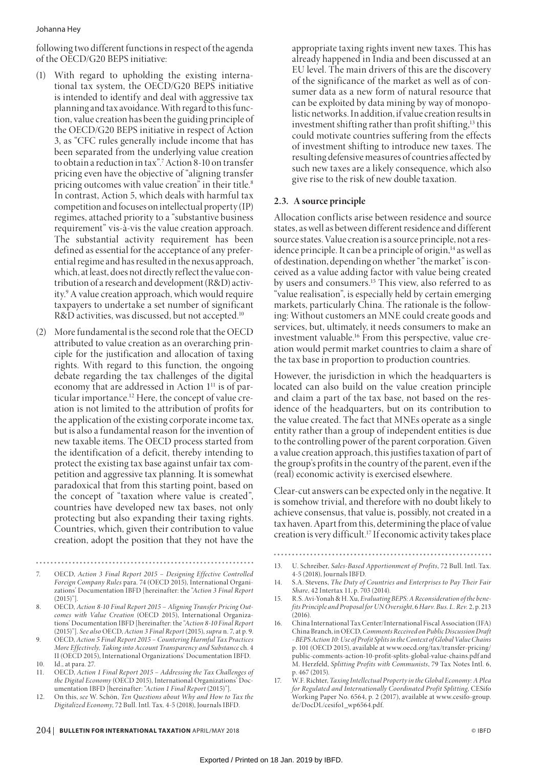following two different functions in respect of the agenda of the OECD/G20 BEPS initiative:

(1) With regard to upholding the existing international tax system, the OECD/G20 BEPS initiative is intended to identify and deal with aggressive tax planning and tax avoidance. With regard to this function, value creation has been the guiding principle of the OECD/G20 BEPS initiative in respect of Action 3, as "CFC rules generally include income that has been separated from the underlying value creation to obtain a reduction in tax".[7] Action 8-10 on transfer pricing even have the objective of "aligning transfer pricing outcomes with value creation" in their title.[8] In contrast, Action 5, which deals with harmful tax competition and focuses on intellectual property (IP) regimes, attached priority to a "substantive business requirement" vis-à-vis the value creation approach. The substantial activity requirement has been defined as essential for the acceptance of any preferential regime and has resulted in the nexus approach, which, at least, does not directly reflect the value contribution of a research and development (R&D) activity.[9] A value creation approach, which would require taxpayers to undertake a set number of significant R&D activities, was discussed, but not accepted.[10]

(2) More fundamental is the second role that the OECD attributed to value creation as an overarching principle for the justification and allocation of taxing rights. With regard to this function, the ongoing debate regarding the tax challenges of the digital economy that are addressed in Action 1[11] is of particular importance.[12] Here, the concept of value creation is not limited to the attribution of profits for the application of the existing corporate income tax, but is also a fundamental reason for the invention of new taxable items. The OECD process started from the identification of a deficit, thereby intending to protect the existing tax base against unfair tax competition and aggressive tax planning. It is somewhat paradoxical that from this starting point, based on the concept of "taxation where value is created", countries have developed new tax bases, not only protecting but also expanding their taxing rights. Countries, which, given their contribution to value creation, adopt the position that they not have the appropriate taxing rights invent new taxes. This has already happened in India and been discussed at an EU level. The main drivers of this are the discovery of the significance of the market as well as of consumer data as a new form of natural resource that can be exploited by data mining by way of monopolistic networks. In addition, if value creation results in investment shifting rather than profit shifting,[13] this could motivate countries suffering from the effects of investment shifting to introduce new taxes. The resulting defensive measures of countries affected by such new taxes are a likely consequence, which also give rise to the risk of new double taxation.

## 2.3. A source principle

Allocation conflicts arise between residence and source states, as well as between different residence and different source states. Value creation is a source principle, not a residence principle. It can be a principle of origin,[14] as well as of destination, depending on whether "the market" is conceived as a value adding factor with value being created by users and consumers.[15] This view, also referred to as "value realisation", is especially held by certain emerging markets, particularly China. The rationale is the following: Without customers an MNE could create goods and services, but, ultimately, it needs consumers to make an investment valuable.[16] From this perspective, value creation would permit market countries to claim a share of the tax base in proportion to production countries.

However, the jurisdiction in which the headquarters is located can also build on the value creation principle and claim a part of the tax base, not based on the residence of the headquarters, but on its contribution to the value created. The fact that MNEs operate as a single entity rather than a group of independent entities is due to the controlling power of the parent corporation. Given a value creation approach, this justifies taxation of part of the group's profits in the country of the parent, even if the (real) economic activity is exercised elsewhere.

Clear-cut answers can be expected only in the negative. It is somehow trivial, and therefore with no doubt likely to achieve consensus, that value is, possibly, not created in a tax haven. Apart from this, determining the place of value creation is very difficult.[17] If economic activity takes place

---

7. OECD, *Action 3 Final Report 2015 – Designing Effective Controlled Foreign Company Rules* para. 74 (OECD 2015), International Organizations' Documentation IBFD [hereinafter: the "*Action 3 Final Report* (2015)"].
8. OECD, *Action 8-10 Final Report 2015 – Aligning Transfer Pricing Outcomes with Value Creation* (OECD 2015), International Organizations' Documentation IBFD [hereinafter: the "*Action 8-10 Final Report* (2015)"]. *See also* OECD, *Action 3 Final Report* (2015), *supra* n. 7, at p. 9.
9. OECD, *Action 5 Final Report 2015 – Countering Harmful Tax Practices More Effectively, Taking into Account Transparency and Substance* ch. 4 II (OECD 2015), International Organizations' Documentation IBFD.
10. Id., at para. 27.
11. OECD, *Action 1 Final Report 2015 – Addressing the Tax Challenges of the Digital Economy* (OECD 2015), International Organizations' Documentation IBFD [hereinafter: "*Action 1 Final Report* (2015)"].
12. On this, *see* W. Schön, *Ten Questions about Why and How to Tax the Digitalized Economy*, 72 Bull. Intl. Tax. 4-5 (2018), Journals IBFD.
13. U. Schreiber, *Sales-Based Apportionment of Profits*, 72 Bull. Intl. Tax. 4-5 (2018), Journals IBFD.
14. S.A. Stevens, *The Duty of Countries and Enterprises to Pay Their Fair Share*, 42 Intertax 11, p. 703 (2014).
15. R.S. Avi-Yonah & H. Xu, *Evaluating BEPS: A Reconsideration of the benefits Principle and Proposal for UN Oversight*, 6 *Harv. Bus. L. Rev.* 2, p. 213 (2016).
16. China International Tax Center/International Fiscal Association (IFA) China Branch, in OECD, *Comments Received on Public Discussion Draft - BEPS Action 10: Use of Profit Splits in the Context of Global Value Chains* p. 101 (OECD 2015), available at www.oecd.org/tax/transfer-pricing/public-comments-action-10-profit-splits-global-value-chains.pdf and M. Herzfeld, *Splitting Profits with Communists*, 79 Tax Notes Intl. 6, p. 467 (2015).
17. W.F. Richter, *Taxing Intellectual Property in the Global Economy: A Plea for Regulated and Internationally Coordinated Profit Splitting*, CESifo Working Paper No. 6564, p. 2 (2017), available at www.cesifo-group.de/DocDL/cesifo1_wp6564.pdf.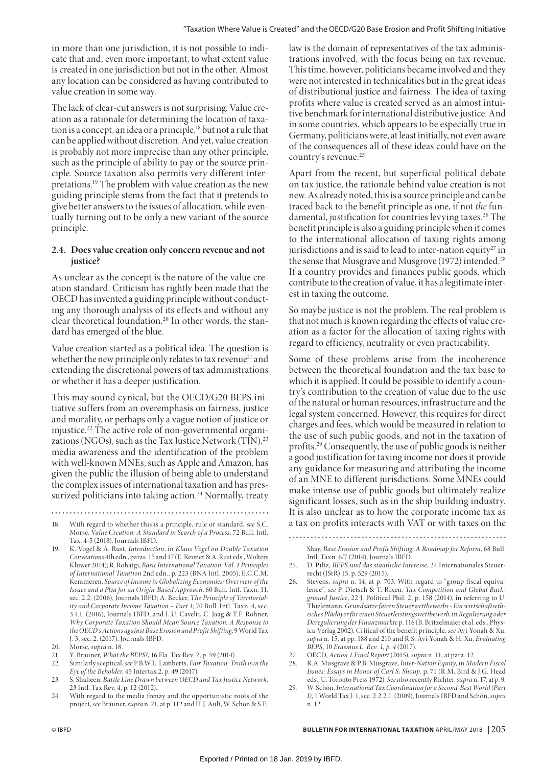in more than one jurisdiction, it is not possible to indicate that and, even more important, to what extent value is created in one jurisdiction but not in the other. Almost any location can be considered as having contributed to value creation in some way.

The lack of clear-cut answers is not surprising. Value creation as a rationale for determining the location of taxation is a concept, an idea or a principle,[18] but not a rule that can be applied without discretion. And yet, value creation is probably not more imprecise than any other principle, such as the principle of ability to pay or the source principle. Source taxation also permits very different interpretations.[19] The problem with value creation as the new guiding principle stems from the fact that it pretends to give better answers to the issues of allocation, while eventually turning out to be only a new variant of the source principle.

### 2.4. Does value creation only concern revenue and not justice?

As unclear as the concept is the nature of the value creation standard. Criticism has rightly been made that the OECD has invented a guiding principle without conducting any thorough analysis of its effects and without any clear theoretical foundation.[20] In other words, the standard has emerged of the blue.

Value creation started as a political idea. The question is whether the new principle only relates to tax revenue[21] and extending the discretional powers of tax administrations or whether it has a deeper justification.

This may sound cynical, but the OECD/G20 BEPS initiative suffers from an overemphasis on fairness, justice and morality, or perhaps only a vague notion of justice or injustice.[22] The active role of non-governmental organizations (NGOs), such as the Tax Justice Network (TJN),[23] media awareness and the identification of the problem with well-known MNEs, such as Apple and Amazon, has given the public the illusion of being able to understand the complex issues of international taxation and has pressurized politicians into taking action.[24] Normally, treaty law is the domain of representatives of the tax administrations involved, with the focus being on tax revenue. This time, however, politicians became involved and they were not interested in technicalities but in the great ideas of distributional justice and fairness. The idea of taxing profits where value is created served as an almost intuitive benchmark for international distributive justice. And in some countries, which appears to be especially true in Germany, politicians were, at least initially, not even aware of the consequences all of these ideas could have on the country's revenue.[25]

Apart from the recent, but superficial political debate on tax justice, the rationale behind value creation is not new. As already noted, this is a source principle and can be traced back to the benefit principle as one, if not *the* fundamental, justification for countries levying taxes.[26] The benefit principle is also a guiding principle when it comes to the international allocation of taxing rights among jurisdictions and is said to lead to inter-nation equity[27] in the sense that Musgrave and Musgrove (1972) intended.[28] If a country provides and finances public goods, which contribute to the creation of value, it has a legitimate interest in taxing the outcome.

So maybe justice is not the problem. The real problem is that not much is known regarding the effects of value creation as a factor for the allocation of taxing rights with regard to efficiency, neutrality or even practicability.

Some of these problems arise from the incoherence between the theoretical foundation and the tax base to which it is applied. It could be possible to identify a country's contribution to the creation of value due to the use of the natural or human resources, infrastructure and the legal system concerned. However, this requires for direct charges and fees, which would be measured in relation to the use of such public goods, and not in the taxation of profits.[29] Consequently, the use of public goods is neither a good justification for taxing income nor does it provide any guidance for measuring and attributing the income of an MNE to different jurisdictions. Some MNEs could make intense use of public goods but ultimately realize significant losses, such as in the ship building industry. It is also unclear as to how the corporate income tax as a tax on profits interacts with VAT or with taxes on the

---

18. With regard to whether this is a principle, rule or standard, *see* S.C. Morse, *Value Creation: A Standard in Search of a Process*, 72 Bull. Intl. Tax. 4-5 (2018), Journals IBFD.
19. K. Vogel & A. Rust, *Introduction*, in *Klaus Vogel on Double Taxation Conventions* 4th edn., paras. 15 and 17 (E. Reimer & A. Rust eds., Wolters Kluwer 2014); R. Rohatgi, *Basic International Taxation: Vol. 1 Principles of International Taxation* 2nd edn., p. 223 (BNA Intl. 2005); E.C.C.M. Kemmeren, *Source of Income in Globalizing Economies: Overview of the Issues and a Plea for an Origin-Based Approach*, 60 Bull. Intl. Taxn. 11, sec. 2.2. (2006), Journals IBFD; A. Becker, *The Principle of Territoriality and Corporate Income Taxation – Part 1*; 70 Bull. Intl. Taxn. 4, sec. 3.1.1. (2016), Journals IBFD; and L.U. Cavelti, C. Jaag & T.F. Rohner, *Why Corporate Taxation Should Mean Source Taxation: A Response to the OECD's Actions against Base Erosion and Profit Shifting*, 9 World Tax J. 3, sec. 2. (2017), Journals IBFD.
20. Morse, *supra* n. 18.
21. Y. Brauner, *What the BEPS?*, 16 Fla. Tax Rev. 2, p. 59 (2014).
22. Similarly sceptical, *see* P.B.W.L. Lamberts, *Fair Taxation: Truth is in the Eye of the Beholder*, 45 Intertax 2, p. 49 (2017).
23. S. Shaheen, *Battle Line Drawn between OECD and Tax Justice Network*, 23 Intl. Tax Rev. 4, p. 12 (2012).
24. With regard to the media frenzy and the opportunistic roots of the project, *see* Brauner, *supra* n. 21, at p. 112 and H.J. Ault, W. Schön & S.E. Shay, *Base Erosion and Profit Shifting: A Roadmap for Reform*, 68 Bull. Intl. Taxn. 6/7 (2014), Journals IBFD.
25. D. Piltz, *BEPS und das staatliche Interesse*, 24 Internationales Steuerrecht (IStR) 15, p. 529 (2015).
26. Stevens, *supra* n. 14, at p. 703. With regard to "group fiscal equivalence", *see* P. Dietsch & T. Rixen, *Tax Competition and Global Background Justice*, 22 J. Political Phil. 2, p. 158 (2014), in referring to U. Thielemann, *Grundsätze fairen Steuerwettbewerbs - Ein wirtschaftsethisches Plädoyer für einen Steuerleistungswettbewerb*, in *Regulierung oder Deregulierung der Finanzmärkte* p. 116 (B. Britzelmaier et al. eds., Physica-Verlag 2002). Critical of the benefit principle, *see* Avi-Yonah & Xu, *supra* n. 15, at pp. 188 and 210 and R.S. Avi-Yonah & H. Xu, *Evaluating BEPS*, 10 *Erasmus L. Rev. 1, p. 4* (2017).
27. OECD, *Action 1 Final Report* (2015), *supra* n. 11, at para. 12.
28. R.A. Musgrave & P.B. Musgrave, *Inter-Nation Equity*, in *Modern Fiscal Issues: Essays in Honor of Carl S. Shoup*, p. 71 (R.M. Bird & J.G. Head eds., U. Toronto Press 1972). *See also* recently Richter, *supra* n. 17, at p. 9.
29. W. Schön, *International Tax Coordination for a Second-Best World (Part I)*, 1 World Tax J. 1, sec. 2.2.2.1. (2009), Journals IBFD and Schön, *supra* n. 12.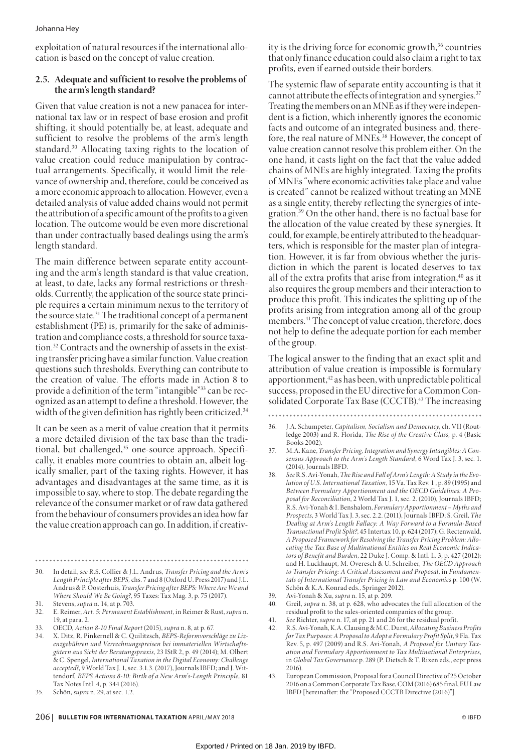exploitation of natural resources if the international allocation is based on the concept of value creation.

### 2.5. Adequate and sufficient to resolve the problems of the arm's length standard?

Given that value creation is not a new panacea for international tax law or in respect of base erosion and profit shifting, it should potentially be, at least, adequate and sufficient to resolve the problems of the arm's length standard.[30] Allocating taxing rights to the location of value creation could reduce manipulation by contractual arrangements. Specifically, it would limit the relevance of ownership and, therefore, could be conceived as a more economic approach to allocation. However, even a detailed analysis of value added chains would not permit the attribution of a specific amount of the profits to a given location. The outcome would be even more discretional than under contractually based dealings using the arm's length standard.

The main difference between separate entity accounting and the arm's length standard is that value creation, at least, to date, lacks any formal restrictions or thresholds. Currently, the application of the source state principle requires a certain minimum nexus to the territory of the source state.[31] The traditional concept of a permanent establishment (PE) is, primarily for the sake of administration and compliance costs, a threshold for source taxation.[32] Contracts and the ownership of assets in the existing transfer pricing have a similar function. Value creation questions such thresholds. Everything can contribute to the creation of value. The efforts made in Action 8 to provide a definition of the term "intangible"[33] can be recognized as an attempt to define a threshold. However, the width of the given definition has rightly been criticized.[34]

It can be seen as a merit of value creation that it permits a more detailed division of the tax base than the traditional, but challenged,[35] one-source approach. Specifically, it enables more countries to obtain an, albeit logically smaller, part of the taxing rights. However, it has advantages and disadvantages at the same time, as it is impossible to say, where to stop. The debate regarding the relevance of the consumer market or of raw data gathered from the behaviour of consumers provides an idea how far the value creation approach can go. In addition, if creativity is the driving force for economic growth,[36] countries that only finance education could also claim a right to tax profits, even if earned outside their borders.

The systemic flaw of separate entity accounting is that it cannot attribute the effects of integration and synergies.[37] Treating the members on an MNE as if they were independent is a fiction, which inherently ignores the economic facts and outcome of an integrated business and, therefore, the real nature of MNEs.[38] However, the concept of value creation cannot resolve this problem either. On the one hand, it casts light on the fact that the value added chains of MNEs are highly integrated. Taxing the profits of MNEs "where economic activities take place and value is created" cannot be realized without treating an MNE as a single entity, thereby reflecting the synergies of integration.[39] On the other hand, there is no factual base for the allocation of the value created by these synergies. It could, for example, be entirely attributed to the headquarters, which is responsible for the master plan of integration. However, it is far from obvious whether the jurisdiction in which the parent is located deserves to tax all of the extra profits that arise from integration,[40] as it also requires the group members and their interaction to produce this profit. This indicates the splitting up of the profits arising from integration among all of the group members.[41] The concept of value creation, therefore, does not help to define the adequate portion for each member of the group.

The logical answer to the finding that an exact split and attribution of value creation is impossible is formulary apportionment,[42] as has been, with unpredictable political success, proposed in the EU directive for a Common Consolidated Corporate Tax Base (CCCTB).[43] The increasing

---

30. In detail, *see* R.S. Collier & J.L. Andrus, *Transfer Pricing and the Arm's Length Principle after BEPS*, chs. 7 and 8 (Oxford U. Press 2017) and J.L. Andrus & P. Oosterhuis, *Transfer Pricing after BEPS: Where Are We and Where Should We Be Going?*, 95 Taxes: Tax Mag. 3, p. 75 (2017).
31. Stevens, *supra* n. 14, at p. 703.
32. E. Reimer, *Art. 5: Permanent Establishment*, in Reimer & Rust, *supra* n. 19, at para. 2.
33. OECD, *Action 8-10 Final Report* (2015), *supra* n. 8, at p. 67.
34. X. Ditz, R. Pinkernell & C. Quilitzsch, *BEPS-Reformvorschläge zu Lizenzgebühren und Verrechnungspreisen bei immateriellen Wirtschaftsgütern aus Sicht der Beratungspraxis*, 23 IStR 2, p. 49 (2014); M. Olbert & C. Spengel, *International Taxation in the Digital Economy: Challenge accepted?*, 9 World Tax J. 1, sec. 3.1.3. (2017), Journals IBFD; and J. Wittendorf, *BEPS Actions 8-10: Birth of a New Arm's-Length Principle*, 81 Tax Notes Intl. 4, p. 344 (2016).
35. Schön, *supra* n. 29, at sec. 1.2.
36. J.A. Schumpeter, *Capitalism, Socialism and Democracy*, ch. VII (Routledge 2003) and R. Florida, *The Rise of the Creative Class*, p. 4 (Basic Books 2002).
37. M.A. Kane, *Transfer Pricing, Integration and Synergy Intangibles: A Consensus Approach to the Arm's Length Standard*, 6 World Tax J. 3, sec. 1. (2014), Journals IBFD.
38. *See* R.S. Avi-Yonah, *The Rise and Fall of Arm's Length: A Study in the Evolution of U.S. International Taxation*, 15 Va. Tax Rev. 1, p. 89 (1995) and *Between Formulary Apportionment and the OECD Guidelines: A Proposal for Reconciliation*, 2 World Tax J. 1, sec. 2. (2010), Journals IBFD; R.S. Avi-Yonah & I. Benshalom, *Formulary Apportionment – Myths and Prospects*, 3 World Tax J. 3, sec. 2.2. (2011), Journals IBFD; S. Greil, *The Dealing at Arm's Length Fallacy: A Way Forward to a Formula-Based Transactional Profit Split?*, 45 Intertax 10, p. 624 (2017); G. Rectenwald, *A Proposed Framework for Resolving the Transfer Pricing Problem: Allocating the Tax Base of Multinational Entities on Real Economic Indicators of Benefit and Burden*, 22 Duke J. Comp. & Intl. L. 3, p. 427 (2012); and H. Luckhaupt, M. Overesch & U. Schreiber, *The OECD Approach to Transfer Pricing: A Critical Assessment and Proposal*, in *Fundamentals of International Transfer Pricing in Law and Economics* p. 100 (W. Schön & K.A. Konrad eds., Springer 2012).
39. Avi-Yonah & Xu, *supra* n. 15, at p. 209.
40. Greil, *supra* n. 38, at p. 628, who advocates the full allocation of the residual profit to the sales-oriented companies of the group.
41. *See* Richter, *supra* n. 17, at pp. 21 and 26 for the residual profit.
42. R.S. Avi-Yonah, K.A. Clausing & M.C. Durst, *Allocating Business Profits for Tax Purposes: A Proposal to Adopt a Formulary Profit Split*, 9 Fla. Tax Rev. 5, p. 497 (2009) and R.S. Avi-Yonah, *A Proposal for Unitary Taxation and Formulary Apportionment to Tax Multinational Enterprises*, in *Global Tax Governance* p. 289 (P. Dietsch & T. Rixen eds., ecpr press 2016).
43. European Commission, Proposal for a Council Directive of 25 October 2016 on a Common Corporate Tax Base, COM (2016) 685 final, EU Law IBFD [hereinafter: the "Proposed CCCTB Directive (2016)"].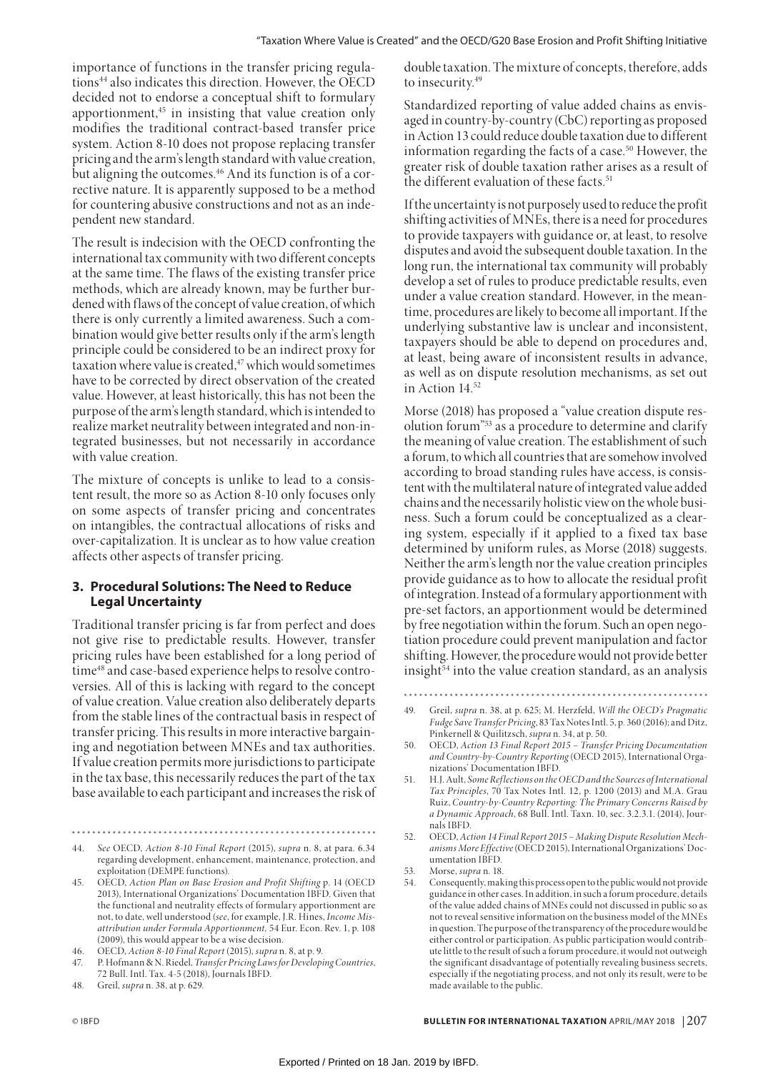importance of functions in the transfer pricing regulations[44] also indicates this direction. However, the OECD decided not to endorse a conceptual shift to formulary apportionment,[45] in insisting that value creation only modifies the traditional contract-based transfer price system. Action 8-10 does not propose replacing transfer pricing and the arm's length standard with value creation, but aligning the outcomes.[46] And its function is of a corrective nature. It is apparently supposed to be a method for countering abusive constructions and not as an independent new standard.

The result is indecision with the OECD confronting the international tax community with two different concepts at the same time. The flaws of the existing transfer price methods, which are already known, may be further burdened with flaws of the concept of value creation, of which there is only currently a limited awareness. Such a combination would give better results only if the arm's length principle could be considered to be an indirect proxy for taxation where value is created,[47] which would sometimes have to be corrected by direct observation of the created value. However, at least historically, this has not been the purpose of the arm's length standard, which is intended to realize market neutrality between integrated and non-integrated businesses, but not necessarily in accordance with value creation.

The mixture of concepts is unlike to lead to a consistent result, the more so as Action 8-10 only focuses only on some aspects of transfer pricing and concentrates on intangibles, the contractual allocations of risks and over-capitalization. It is unclear as to how value creation affects other aspects of transfer pricing.

## 3. Procedural Solutions: The Need to Reduce Legal Uncertainty

Traditional transfer pricing is far from perfect and does not give rise to predictable results. However, transfer pricing rules have been established for a long period of time[48] and case-based experience helps to resolve controversies. All of this is lacking with regard to the concept of value creation. Value creation also deliberately departs from the stable lines of the contractual basis in respect of transfer pricing. This results in more interactive bargaining and negotiation between MNEs and tax authorities. If value creation permits more jurisdictions to participate in the tax base, this necessarily reduces the part of the tax base available to each participant and increases the risk of double taxation. The mixture of concepts, therefore, adds to insecurity.[49]

Standardized reporting of value added chains as envisaged in country-by-country (CbC) reporting as proposed in Action 13 could reduce double taxation due to different information regarding the facts of a case.[50] However, the greater risk of double taxation rather arises as a result of the different evaluation of these facts.[51]

If the uncertainty is not purposely used to reduce the profit shifting activities of MNEs, there is a need for procedures to provide taxpayers with guidance or, at least, to resolve disputes and avoid the subsequent double taxation. In the long run, the international tax community will probably develop a set of rules to produce predictable results, even under a value creation standard. However, in the meantime, procedures are likely to become all important. If the underlying substantive law is unclear and inconsistent, taxpayers should be able to depend on procedures and, at least, being aware of inconsistent results in advance, as well as on dispute resolution mechanisms, as set out in Action 14.[52]

Morse (2018) has proposed a "value creation dispute resolution forum"[53] as a procedure to determine and clarify the meaning of value creation. The establishment of such a forum, to which all countries that are somehow involved according to broad standing rules have access, is consistent with the multilateral nature of integrated value added chains and the necessarily holistic view on the whole business. Such a forum could be conceptualized as a clearing system, especially if it applied to a fixed tax base determined by uniform rules, as Morse (2018) suggests. Neither the arm's length nor the value creation principles provide guidance as to how to allocate the residual profit of integration. Instead of a formulary apportionment with pre-set factors, an apportionment would be determined by free negotiation within the forum. Such an open negotiation procedure could prevent manipulation and factor shifting. However, the procedure would not provide better insight[54] into the value creation standard, as an analysis

---

44. *See* OECD, *Action 8-10 Final Report* (2015), *supra* n. 8, at para. 6.34 regarding development, enhancement, maintenance, protection, and exploitation (DEMPE functions).
45. OECD, *Action Plan on Base Erosion and Profit Shifting* p. 14 (OECD 2013), International Organizations' Documentation IBFD. Given that the functional and neutrality effects of formulary apportionment are not, to date, well understood (*see*, for example, J.R. Hines, *Income Misattribution under Formula Apportionment,* 54 Eur. Econ. Rev. 1, p. 108 (2009), this would appear to be a wise decision.
46. OECD, *Action 8-10 Final Report* (2015), *supra* n. 8, at p. 9.
47. P. Hofmann & N. Riedel, *Transfer Pricing Laws for Developing Countries*, 72 Bull. Intl. Tax. 4-5 (2018), Journals IBFD.
48. Greil, *supra* n. 38, at p. 629.
49. Greil, *supra* n. 38, at p. 625; M. Herzfeld, *Will the OECD's Pragmatic Fudge Save Transfer Pricing*, 83 Tax Notes Intl. 5, p. 360 (2016); and Ditz, Pinkernell & Quilitzsch, *supra* n. 34, at p. 50.
50. OECD, *Action 13 Final Report 2015 – Transfer Pricing Documentation and Country-by-Country Reporting* (OECD 2015), International Organizations' Documentation IBFD.
51. H.J. Ault, *Some Reflections on the OECD and the Sources of International Tax Principles*, 70 Tax Notes Intl. 12, p. 1200 (2013) and M.A. Grau Ruiz, *Country-by-Country Reporting: The Primary Concerns Raised by a Dynamic Approach*, 68 Bull. Intl. Taxn. 10, sec. 3.2.3.1. (2014), Journals IBFD.
52. OECD, *Action 14 Final Report 2015 – Making Dispute Resolution Mechanisms More Effective* (OECD 2015), International Organizations' Documentation IBFD.
53. Morse, *supra* n. 18.
54. Consequently, making this process open to the public would not provide guidance in other cases. In addition, in such a forum procedure, details of the value added chains of MNEs could not discussed in public so as not to reveal sensitive information on the business model of the MNEs in question. The purpose of the transparency of the procedure would be either control or participation. As public participation would contribute little to the result of such a forum procedure, it would not outweigh the significant disadvantage of potentially revealing business secrets, especially if the negotiating process, and not only its result, were to be made available to the public.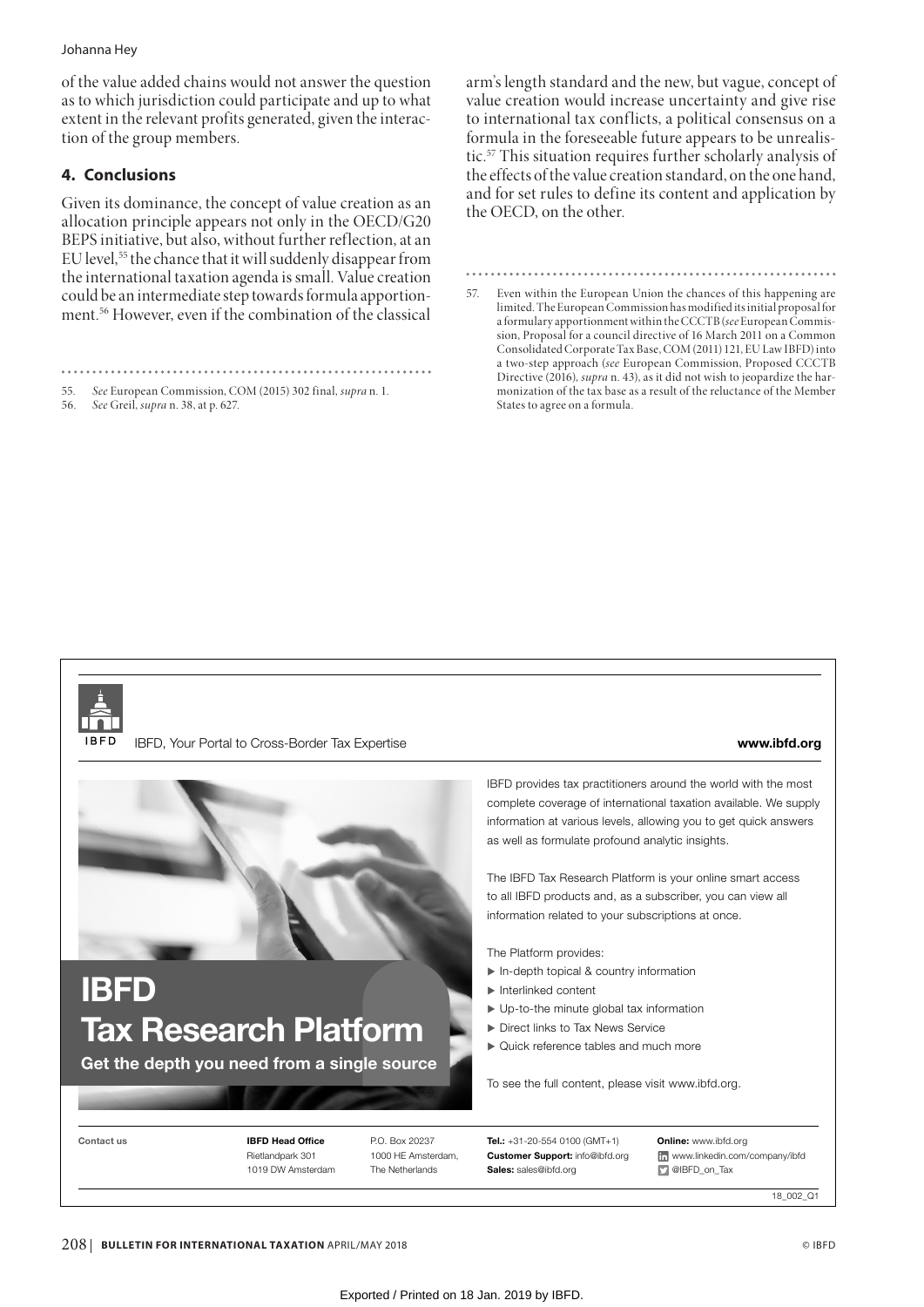of the value added chains would not answer the question as to which jurisdiction could participate and up to what extent in the relevant profits generated, given the interaction of the group members.

## 4. Conclusions

Given its dominance, the concept of value creation as an allocation principle appears not only in the OECD/G20 BEPS initiative, but also, without further reflection, at an EU level,[55] the chance that it will suddenly disappear from the international taxation agenda is small. Value creation could be an intermediate step towards formula apportionment.[56] However, even if the combination of the classical arm's length standard and the new, but vague, concept of value creation would increase uncertainty and give rise to international tax conflicts, a political consensus on a formula in the foreseeable future appears to be unrealistic.[57] This situation requires further scholarly analysis of the effects of the value creation standard, on the one hand, and for set rules to define its content and application by the OECD, on the other.

55. *See* European Commission, COM (2015) 302 final, *supra* n. 1.
56. *See* Greil, *supra* n. 38, at p. 627.
57. Even within the European Union the chances of this happening are limited. The European Commission has modified its initial proposal for a formulary apportionment within the CCCTB (*see* European Commission, Proposal for a council directive of 16 March 2011 on a Common Consolidated Corporate Tax Base, COM (2011) 121, EU Law IBFD) into a two-step approach (*see* European Commission, Proposed CCCTB Directive (2016), *supra* n. 43), as it did not wish to jeopardize the harmonization of the tax base as a result of the reluctance of the Member States to agree on a formula.

IBFD, Your Portal to Cross-Border Tax Expertise — www.ibfd.org

**IBFD Tax Research Platform**

**Get the depth you need from a single source**

IBFD provides tax practitioners around the world with the most complete coverage of international taxation available. We supply information at various levels, allowing you to get quick answers as well as formulate profound analytic insights.

The IBFD Tax Research Platform is your online smart access to all IBFD products and, as a subscriber, you can view all information related to your subscriptions at once.

The Platform provides:

- In-depth topical & country information
- Interlinked content
- Up-to-the minute global tax information
- Direct links to Tax News Service
- Quick reference tables and much more

To see the full content, please visit www.ibfd.org.

**Contact us**

**IBFD Head Office**
Rietlandpark 301
1019 DW Amsterdam

P.O. Box 20237
1000 HE Amsterdam,
The Netherlands

**Tel.:** +31-20-554 0100 (GMT+1)
**Customer Support:** info@ibfd.org
**Sales:** sales@ibfd.org

**Online:** www.ibfd.org
www.linkedin.com/company/ibfd
@IBFD_on_Tax

18_002_Q1